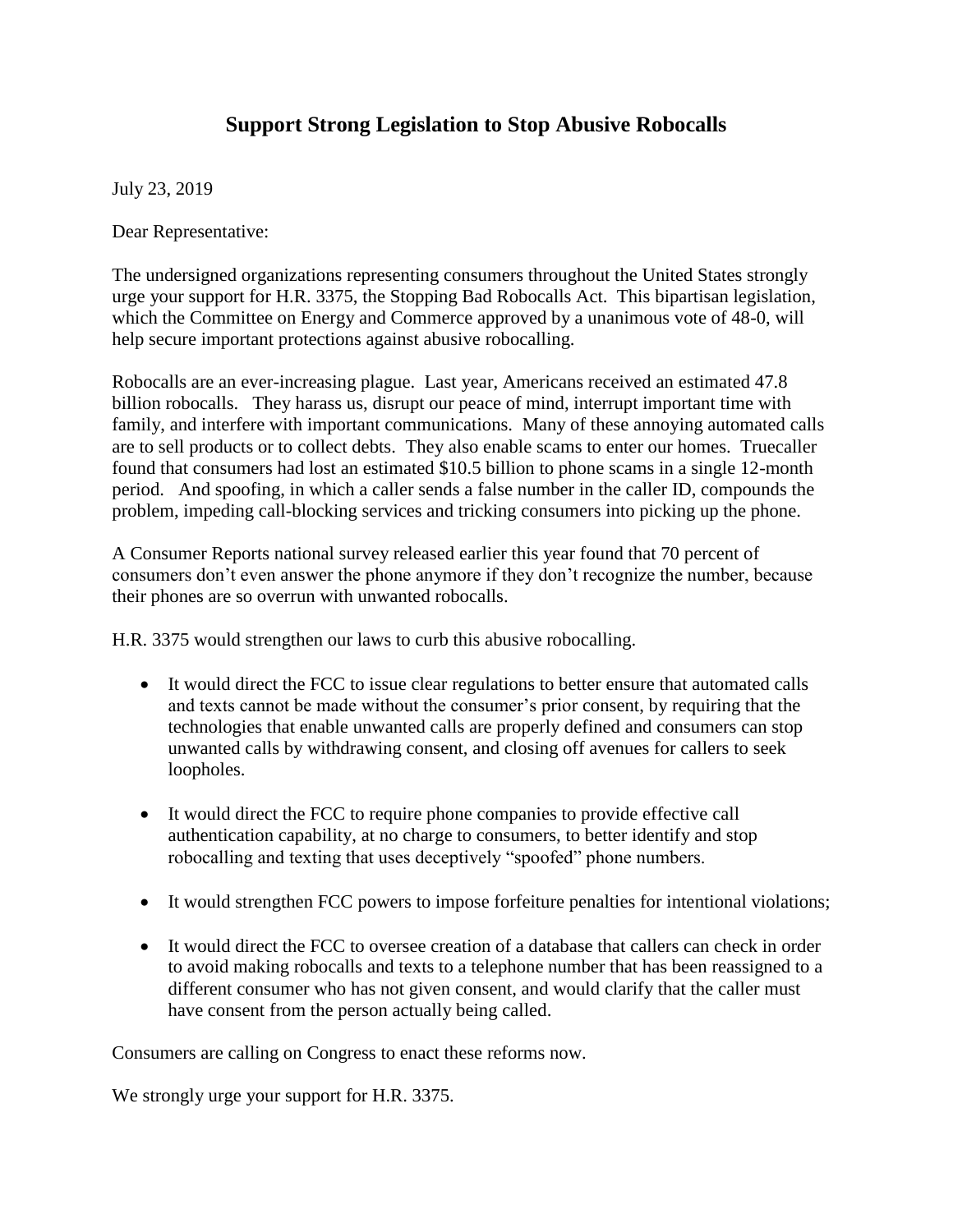# Support Strong Legislation to Stop Abusive Robocalls

July 23, 2019

Dear Representative:

The undersigned organizations representing consumers throughout the United States strongly urge your support for H.R. 3375, the Stopping Bad Robocalls Act. This bipartisan legislation, which the Committee on Energy and Commerce approved by a unanimous vote of 48-0, will help secure important protections against abusive robocalling.

Robocalls are an ever-increasing plague. Last year, Americans received an estimated 47.8 billion robocalls. They harass us, disrupt our peace of mind, interrupt important time with family, and interfere with important communications. Many of these annoying automated calls are to sell products or to collect debts. They also enable scams to enter our homes. Truecaller found that consumers had lost an estimated $10.5 billion to phone scams in a single 12-month period. And spoofing, in which a caller sends a false number in the caller ID, compounds the problem, impeding call-blocking services and tricking consumers into picking up the phone.

A Consumer Reports national survey released earlier this year found that 70 percent of consumers don't even answer the phone anymore if they don't recognize the number, because their phones are so overrun with unwanted robocalls.

H.R. 3375 would strengthen our laws to curb this abusive robocalling.

- It would direct the FCC to issue clear regulations to better ensure that automated calls and texts cannot be made without the consumer's prior consent, by requiring that the technologies that enable unwanted calls are properly defined and consumers can stop unwanted calls by withdrawing consent, and closing off avenues for callers to seek loopholes.
- It would direct the FCC to require phone companies to provide effective call authentication capability, at no charge to consumers, to better identify and stop robocalling and texting that uses deceptively "spoofed" phone numbers.
- It would strengthen FCC powers to impose forfeiture penalties for intentional violations;
- It would direct the FCC to oversee creation of a database that callers can check in order to avoid making robocalls and texts to a telephone number that has been reassigned to a different consumer who has not given consent, and would clarify that the caller must have consent from the person actually being called.

Consumers are calling on Congress to enact these reforms now.

We strongly urge your support for H.R. 3375.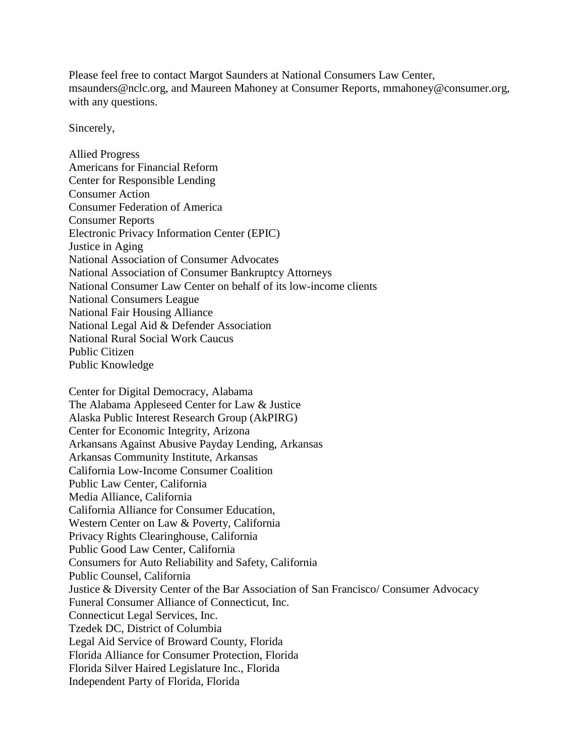Please feel free to contact Margot Saunders at National Consumers Law Center, msaunders@nclc.org, and Maureen Mahoney at Consumer Reports, mmahoney@consumer.org, with any questions.

Sincerely,

Allied Progress
Americans for Financial Reform
Center for Responsible Lending
Consumer Action
Consumer Federation of America
Consumer Reports
Electronic Privacy Information Center (EPIC)
Justice in Aging
National Association of Consumer Advocates
National Association of Consumer Bankruptcy Attorneys
National Consumer Law Center on behalf of its low-income clients
National Consumers League
National Fair Housing Alliance
National Legal Aid & Defender Association
National Rural Social Work Caucus
Public Citizen
Public Knowledge

Center for Digital Democracy, Alabama
The Alabama Appleseed Center for Law & Justice
Alaska Public Interest Research Group (AkPIRG)
Center for Economic Integrity, Arizona
Arkansans Against Abusive Payday Lending, Arkansas
Arkansas Community Institute, Arkansas
California Low-Income Consumer Coalition
Public Law Center, California
Media Alliance, California
California Alliance for Consumer Education,
Western Center on Law & Poverty, California
Privacy Rights Clearinghouse, California
Public Good Law Center, California
Consumers for Auto Reliability and Safety, California
Public Counsel, California
Justice & Diversity Center of the Bar Association of San Francisco/ Consumer Advocacy
Funeral Consumer Alliance of Connecticut, Inc.
Connecticut Legal Services, Inc.
Tzedek DC, District of Columbia
Legal Aid Service of Broward County, Florida
Florida Alliance for Consumer Protection, Florida
Florida Silver Haired Legislature Inc., Florida
Independent Party of Florida, Florida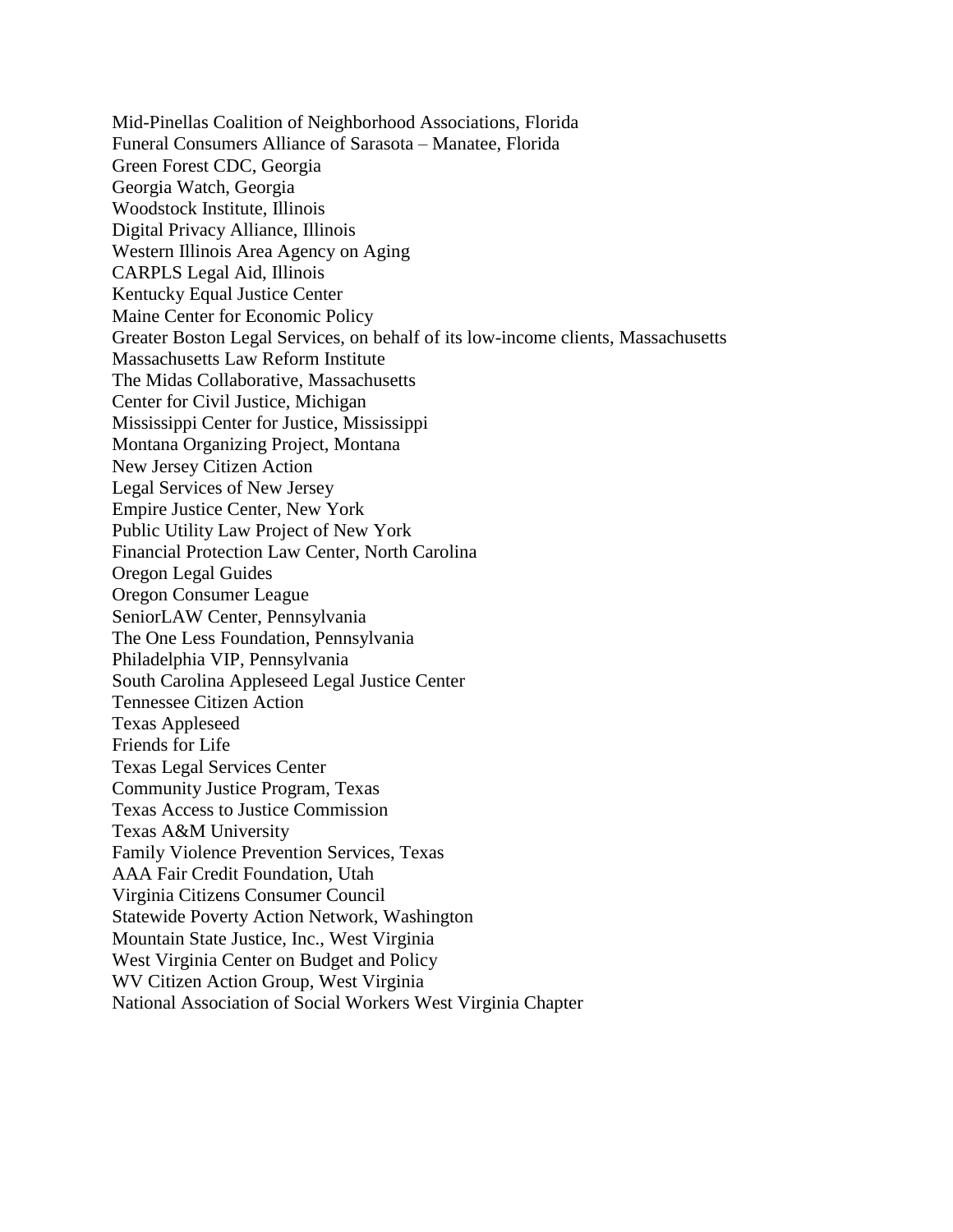Mid-Pinellas Coalition of Neighborhood Associations, Florida
Funeral Consumers Alliance of Sarasota – Manatee, Florida
Green Forest CDC, Georgia
Georgia Watch, Georgia
Woodstock Institute, Illinois
Digital Privacy Alliance, Illinois
Western Illinois Area Agency on Aging
CARPLS Legal Aid, Illinois
Kentucky Equal Justice Center
Maine Center for Economic Policy
Greater Boston Legal Services, on behalf of its low-income clients, Massachusetts
Massachusetts Law Reform Institute
The Midas Collaborative, Massachusetts
Center for Civil Justice, Michigan
Mississippi Center for Justice, Mississippi
Montana Organizing Project, Montana
New Jersey Citizen Action
Legal Services of New Jersey
Empire Justice Center, New York
Public Utility Law Project of New York
Financial Protection Law Center, North Carolina
Oregon Legal Guides
Oregon Consumer League
SeniorLAW Center, Pennsylvania
The One Less Foundation, Pennsylvania
Philadelphia VIP, Pennsylvania
South Carolina Appleseed Legal Justice Center
Tennessee Citizen Action
Texas Appleseed
Friends for Life
Texas Legal Services Center
Community Justice Program, Texas
Texas Access to Justice Commission
Texas A&M University
Family Violence Prevention Services, Texas
AAA Fair Credit Foundation, Utah
Virginia Citizens Consumer Council
Statewide Poverty Action Network, Washington
Mountain State Justice, Inc., West Virginia
West Virginia Center on Budget and Policy
WV Citizen Action Group, West Virginia
National Association of Social Workers West Virginia Chapter